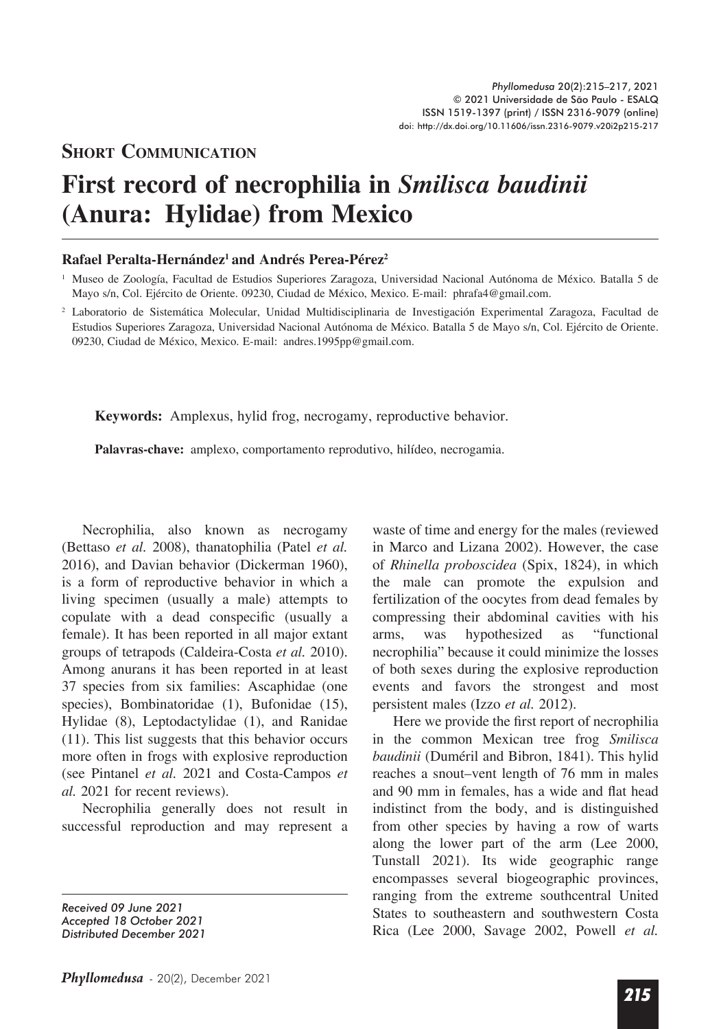**Short Communication**

# First record of necrophilia in *Smilisca baudinii* (Anura: Hylidae) from Mexico

**Rafael Peralta-Hernández[1] and Andrés Perea-Pérez[2]**

[1] Museo de Zoología, Facultad de Estudios Superiores Zaragoza, Universidad Nacional Autónoma de México. Batalla 5 de Mayo s/n, Col. Ejército de Oriente. 09230, Ciudad de México, Mexico. E-mail: phrafa4@gmail.com.

[2] Laboratorio de Sistemática Molecular, Unidad Multidisciplinaria de Investigación Experimental Zaragoza, Facultad de Estudios Superiores Zaragoza, Universidad Nacional Autónoma de México. Batalla 5 de Mayo s/n, Col. Ejército de Oriente. 09230, Ciudad de México, Mexico. E-mail: andres.1995pp@gmail.com.

**Keywords:** Amplexus, hylid frog, necrogamy, reproductive behavior.

**Palavras-chave:** amplexo, comportamento reprodutivo, hilídeo, necrogamia.

Necrophilia, also known as necrogamy (Bettaso *et al.* 2008), thanatophilia (Patel *et al.* 2016), and Davian behavior (Dickerman 1960), is a form of reproductive behavior in which a living specimen (usually a male) attempts to copulate with a dead conspecific (usually a female). It has been reported in all major extant groups of tetrapods (Caldeira-Costa *et al.* 2010). Among anurans it has been reported in at least 37 species from six families: Ascaphidae (one species), Bombinatoridae (1), Bufonidae (15), Hylidae (8), Leptodactylidae (1), and Ranidae (11). This list suggests that this behavior occurs more often in frogs with explosive reproduction (see Pintanel *et al.* 2021 and Costa-Campos *et al.* 2021 for recent reviews).

Necrophilia generally does not result in successful reproduction and may represent a waste of time and energy for the males (reviewed in Marco and Lizana 2002). However, the case of *Rhinella proboscidea* (Spix, 1824), in which the male can promote the expulsion and fertilization of the oocytes from dead females by compressing their abdominal cavities with his arms, was hypothesized as "functional necrophilia" because it could minimize the losses of both sexes during the explosive reproduction events and favors the strongest and most persistent males (Izzo *et al.* 2012).

Here we provide the first report of necrophilia in the common Mexican tree frog *Smilisca baudinii* (Duméril and Bibron, 1841). This hylid reaches a snout–vent length of 76 mm in males and 90 mm in females, has a wide and flat head indistinct from the body, and is distinguished from other species by having a row of warts along the lower part of the arm (Lee 2000, Tunstall 2021). Its wide geographic range encompasses several biogeographic provinces, ranging from the extreme southcentral United States to southeastern and southwestern Costa Rica (Lee 2000, Savage 2002, Powell *et al.*

*Received 09 June 2021*
*Accepted 18 October 2021*
*Distributed December 2021*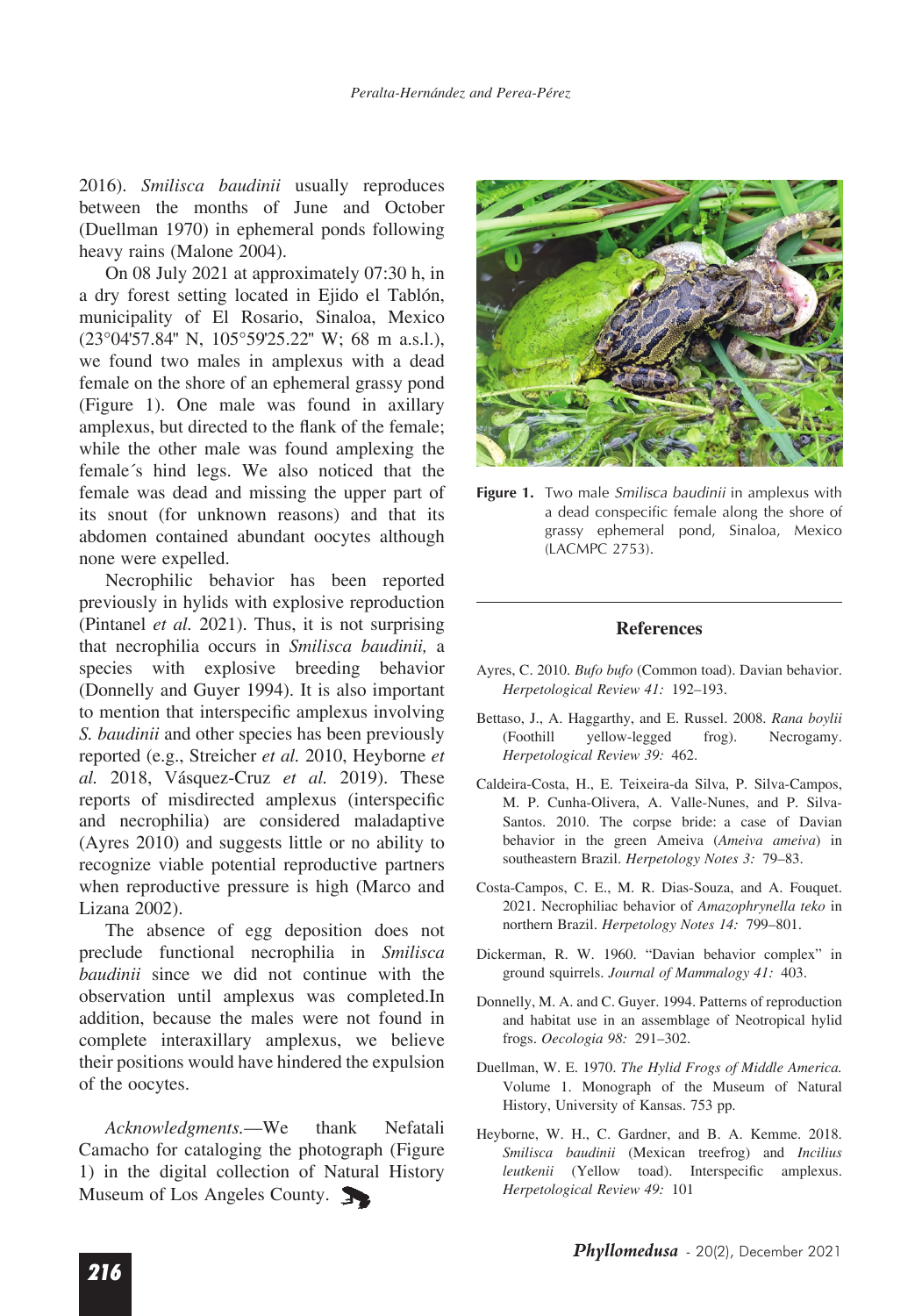2016). *Smilisca baudinii* usually reproduces between the months of June and October (Duellman 1970) in ephemeral ponds following heavy rains (Malone 2004).

On 08 July 2021 at approximately 07:30 h, in a dry forest setting located in Ejido el Tablón, municipality of El Rosario, Sinaloa, Mexico (23°04'57.84" N, 105°59'25.22" W; 68 m a.s.l.), we found two males in amplexus with a dead female on the shore of an ephemeral grassy pond (Figure 1). One male was found in axillary amplexus, but directed to the flank of the female; while the other male was found amplexing the female´s hind legs. We also noticed that the female was dead and missing the upper part of its snout (for unknown reasons) and that its abdomen contained abundant oocytes although none were expelled.

Necrophilic behavior has been reported previously in hylids with explosive reproduction (Pintanel *et al.* 2021). Thus, it is not surprising that necrophilia occurs in *Smilisca baudinii,* a species with explosive breeding behavior (Donnelly and Guyer 1994). It is also important to mention that interspecific amplexus involving *S. baudinii* and other species has been previously reported (e.g., Streicher *et al.* 2010, Heyborne *et al.* 2018, Vásquez-Cruz *et al.* 2019). These reports of misdirected amplexus (interspecific and necrophilia) are considered maladaptive (Ayres 2010) and suggests little or no ability to recognize viable potential reproductive partners when reproductive pressure is high (Marco and Lizana 2002).

The absence of egg deposition does not preclude functional necrophilia in *Smilisca baudinii* since we did not continue with the observation until amplexus was completed.In addition, because the males were not found in complete interaxillary amplexus, we believe their positions would have hindered the expulsion of the oocytes.

*Acknowledgments.*—We thank Nefatali Camacho for cataloging the photograph (Figure 1) in the digital collection of Natural History Museum of Los Angeles County.

**Figure 1.** Two male *Smilisca baudinii* in amplexus with a dead conspecific female along the shore of grassy ephemeral pond, Sinaloa, Mexico (LACMPC 2753).

## References

Ayres, C. 2010. *Bufo bufo* (Common toad). Davian behavior. *Herpetological Review 41:* 192–193.

Bettaso, J., A. Haggarthy, and E. Russel. 2008. *Rana boylii* (Foothill yellow-legged frog). Necrogamy. *Herpetological Review 39:* 462.

Caldeira-Costa, H., E. Teixeira-da Silva, P. Silva-Campos, M. P. Cunha-Olivera, A. Valle-Nunes, and P. Silva-Santos. 2010. The corpse bride: a case of Davian behavior in the green Ameiva (*Ameiva ameiva*) in southeastern Brazil. *Herpetology Notes 3:* 79–83.

Costa-Campos, C. E., M. R. Dias-Souza, and A. Fouquet. 2021. Necrophiliac behavior of *Amazophrynella teko* in northern Brazil. *Herpetology Notes 14:* 799–801.

Dickerman, R. W. 1960. "Davian behavior complex" in ground squirrels. *Journal of Mammalogy 41:* 403.

Donnelly, M. A. and C. Guyer. 1994. Patterns of reproduction and habitat use in an assemblage of Neotropical hylid frogs. *Oecologia 98:* 291–302.

Duellman, W. E. 1970. *The Hylid Frogs of Middle America.* Volume 1. Monograph of the Museum of Natural History, University of Kansas. 753 pp.

Heyborne, W. H., C. Gardner, and B. A. Kemme. 2018. *Smilisca baudinii* (Mexican treefrog) and *Incilius leutkenii* (Yellow toad). Interspecific amplexus. *Herpetological Review 49:* 101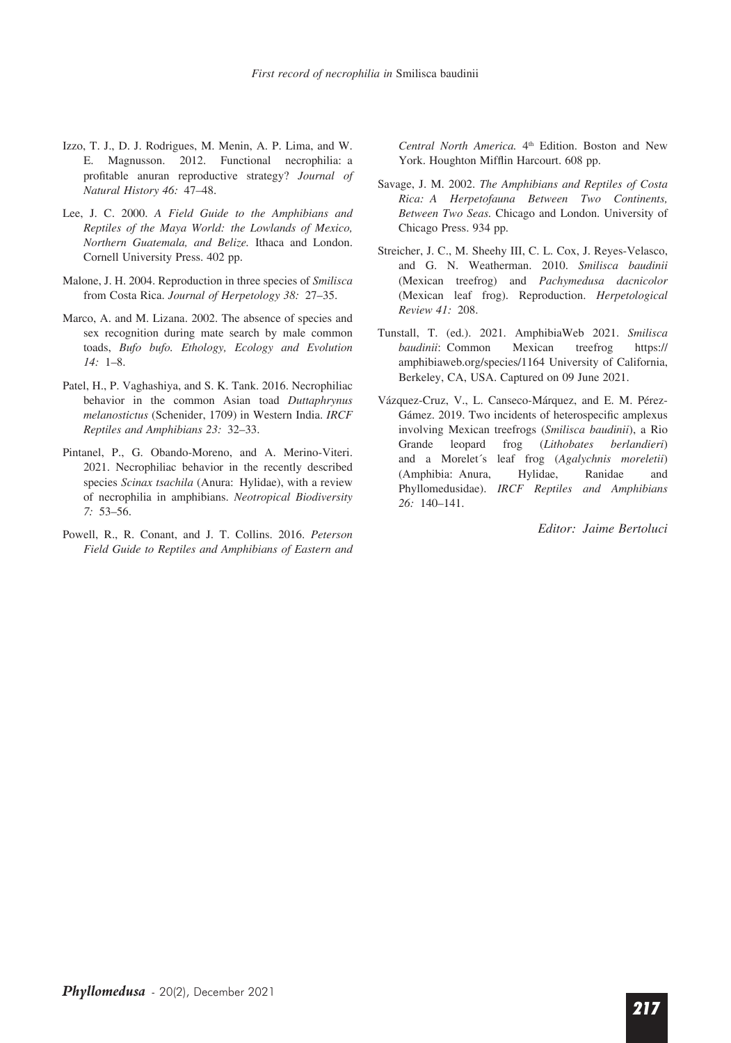Izzo, T. J., D. J. Rodrigues, M. Menin, A. P. Lima, and W. E. Magnusson. 2012. Functional necrophilia: a profitable anuran reproductive strategy? *Journal of Natural History 46:* 47–48.

Lee, J. C. 2000. *A Field Guide to the Amphibians and Reptiles of the Maya World: the Lowlands of Mexico, Northern Guatemala, and Belize.* Ithaca and London. Cornell University Press. 402 pp.

Malone, J. H. 2004. Reproduction in three species of *Smilisca* from Costa Rica. *Journal of Herpetology 38:* 27–35.

Marco, A. and M. Lizana. 2002. The absence of species and sex recognition during mate search by male common toads, *Bufo bufo. Ethology, Ecology and Evolution 14:* 1–8.

Patel, H., P. Vaghashiya, and S. K. Tank. 2016. Necrophiliac behavior in the common Asian toad *Duttaphrynus melanostictus* (Schenider, 1709) in Western India. *IRCF Reptiles and Amphibians 23:* 32–33.

Pintanel, P., G. Obando-Moreno, and A. Merino-Viteri. 2021. Necrophiliac behavior in the recently described species *Scinax tsachila* (Anura: Hylidae), with a review of necrophilia in amphibians. *Neotropical Biodiversity 7:* 53–56.

Powell, R., R. Conant, and J. T. Collins. 2016. *Peterson Field Guide to Reptiles and Amphibians of Eastern and Central North America.* 4th Edition. Boston and New York. Houghton Mifflin Harcourt. 608 pp.

Savage, J. M. 2002. *The Amphibians and Reptiles of Costa Rica: A Herpetofauna Between Two Continents, Between Two Seas.* Chicago and London. University of Chicago Press. 934 pp.

Streicher, J. C., M. Sheehy III, C. L. Cox, J. Reyes-Velasco, and G. N. Weatherman. 2010. *Smilisca baudinii* (Mexican treefrog) and *Pachymedusa dacnicolor* (Mexican leaf frog). Reproduction. *Herpetological Review 41:* 208.

Tunstall, T. (ed.). 2021. AmphibiaWeb 2021. *Smilisca baudinii*: Common Mexican treefrog https://amphibiaweb.org/species/1164 University of California, Berkeley, CA, USA. Captured on 09 June 2021.

Vázquez-Cruz, V., L. Canseco-Márquez, and E. M. Pérez-Gámez. 2019. Two incidents of heterospecific amplexus involving Mexican treefrogs (*Smilisca baudinii*), a Rio Grande leopard frog (*Lithobates berlandieri*) and a Morelet´s leaf frog (*Agalychnis moreletii*) (Amphibia: Anura, Hylidae, Ranidae and Phyllomedusidae). *IRCF Reptiles and Amphibians 26:* 140–141.

*Editor: Jaime Bertoluci*